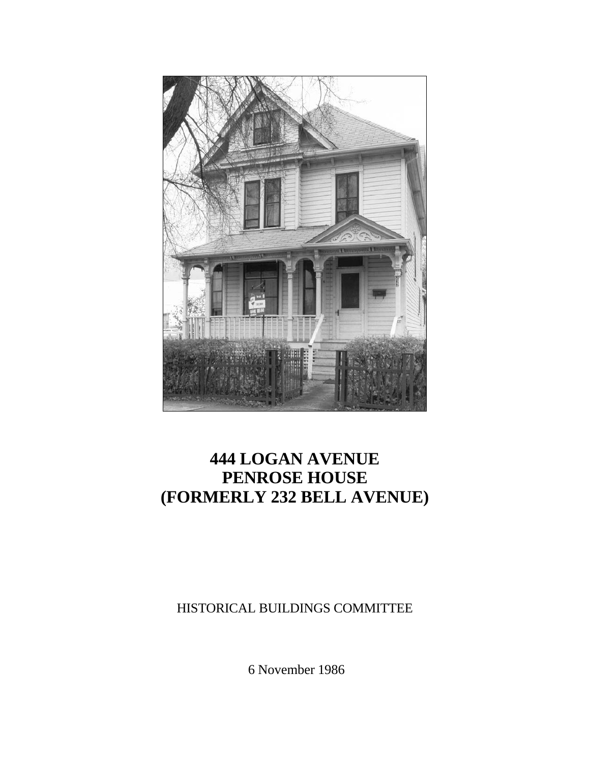# 444 LOGAN AVENUE
# PENROSE HOUSE
# (FORMERLY 232 BELL AVENUE)

HISTORICAL BUILDINGS COMMITTEE

6 November 1986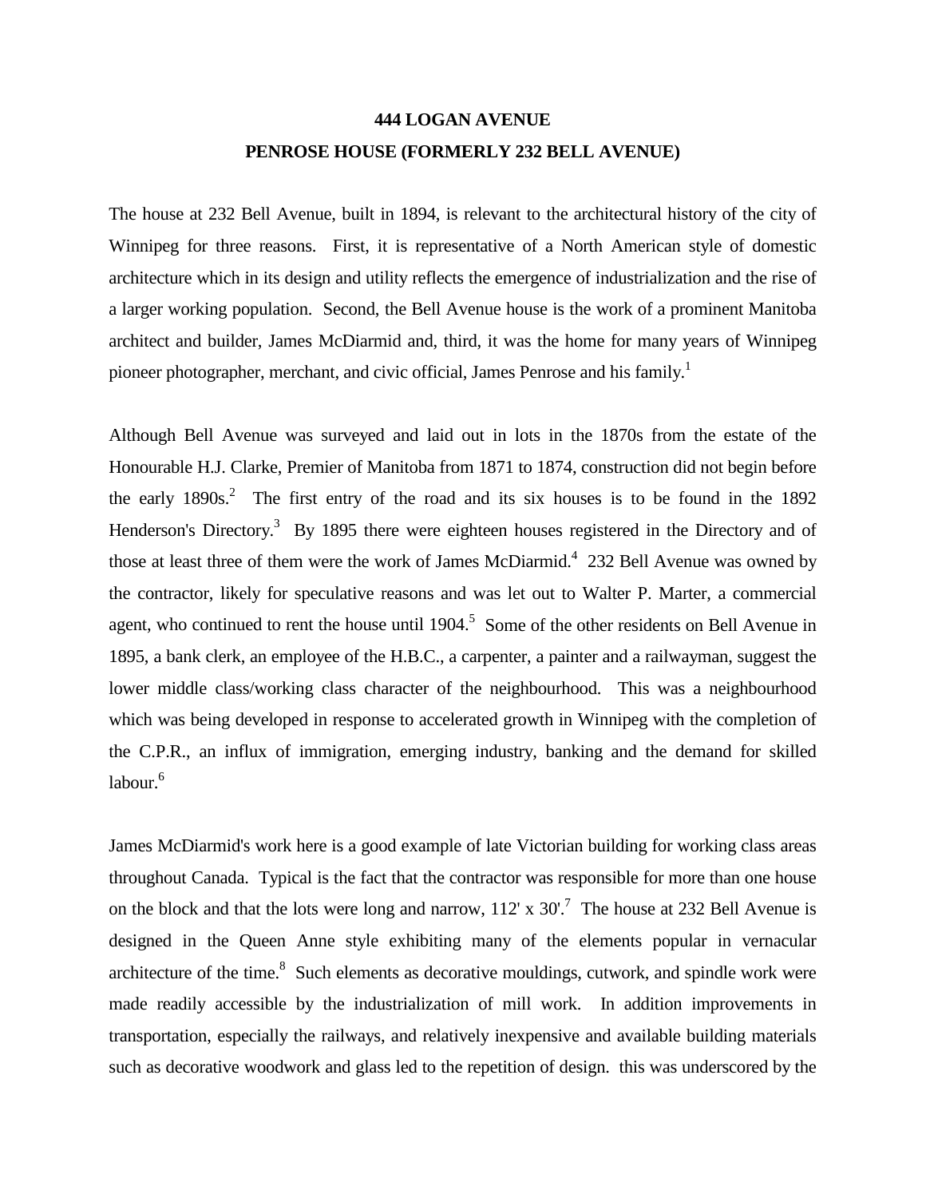**444 LOGAN AVENUE**

**PENROSE HOUSE (FORMERLY 232 BELL AVENUE)**

The house at 232 Bell Avenue, built in 1894, is relevant to the architectural history of the city of Winnipeg for three reasons. First, it is representative of a North American style of domestic architecture which in its design and utility reflects the emergence of industrialization and the rise of a larger working population. Second, the Bell Avenue house is the work of a prominent Manitoba architect and builder, James McDiarmid and, third, it was the home for many years of Winnipeg pioneer photographer, merchant, and civic official, James Penrose and his family.[1]

Although Bell Avenue was surveyed and laid out in lots in the 1870s from the estate of the Honourable H.J. Clarke, Premier of Manitoba from 1871 to 1874, construction did not begin before the early 1890s.[2] The first entry of the road and its six houses is to be found in the 1892 Henderson's Directory.[3] By 1895 there were eighteen houses registered in the Directory and of those at least three of them were the work of James McDiarmid.[4] 232 Bell Avenue was owned by the contractor, likely for speculative reasons and was let out to Walter P. Marter, a commercial agent, who continued to rent the house until 1904.[5] Some of the other residents on Bell Avenue in 1895, a bank clerk, an employee of the H.B.C., a carpenter, a painter and a railwayman, suggest the lower middle class/working class character of the neighbourhood. This was a neighbourhood which was being developed in response to accelerated growth in Winnipeg with the completion of the C.P.R., an influx of immigration, emerging industry, banking and the demand for skilled labour.[6]

James McDiarmid's work here is a good example of late Victorian building for working class areas throughout Canada. Typical is the fact that the contractor was responsible for more than one house on the block and that the lots were long and narrow, 112' x 30'.[7] The house at 232 Bell Avenue is designed in the Queen Anne style exhibiting many of the elements popular in vernacular architecture of the time.[8] Such elements as decorative mouldings, cutwork, and spindle work were made readily accessible by the industrialization of mill work. In addition improvements in transportation, especially the railways, and relatively inexpensive and available building materials such as decorative woodwork and glass led to the repetition of design. this was underscored by the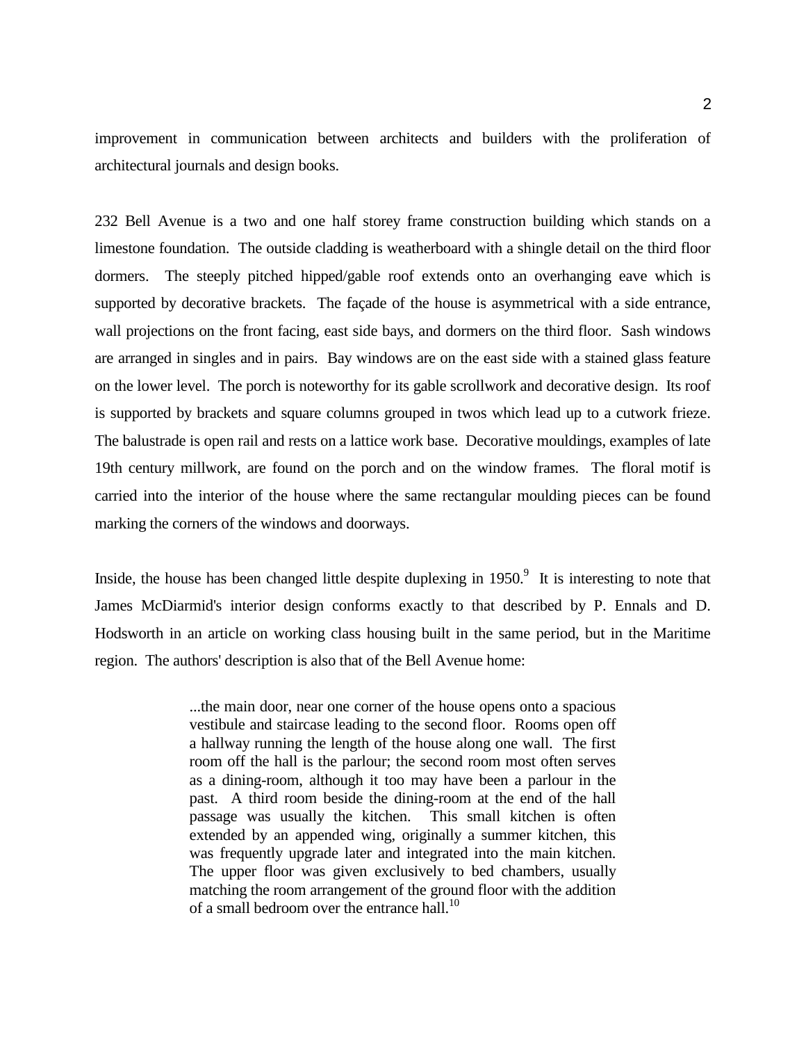improvement in communication between architects and builders with the proliferation of architectural journals and design books.

232 Bell Avenue is a two and one half storey frame construction building which stands on a limestone foundation. The outside cladding is weatherboard with a shingle detail on the third floor dormers. The steeply pitched hipped/gable roof extends onto an overhanging eave which is supported by decorative brackets. The façade of the house is asymmetrical with a side entrance, wall projections on the front facing, east side bays, and dormers on the third floor. Sash windows are arranged in singles and in pairs. Bay windows are on the east side with a stained glass feature on the lower level. The porch is noteworthy for its gable scrollwork and decorative design. Its roof is supported by brackets and square columns grouped in twos which lead up to a cutwork frieze. The balustrade is open rail and rests on a lattice work base. Decorative mouldings, examples of late 19th century millwork, are found on the porch and on the window frames. The floral motif is carried into the interior of the house where the same rectangular moulding pieces can be found marking the corners of the windows and doorways.

Inside, the house has been changed little despite duplexing in 1950.[9] It is interesting to note that James McDiarmid's interior design conforms exactly to that described by P. Ennals and D. Hodsworth in an article on working class housing built in the same period, but in the Maritime region. The authors' description is also that of the Bell Avenue home:

> ...the main door, near one corner of the house opens onto a spacious vestibule and staircase leading to the second floor. Rooms open off a hallway running the length of the house along one wall. The first room off the hall is the parlour; the second room most often serves as a dining-room, although it too may have been a parlour in the past. A third room beside the dining-room at the end of the hall passage was usually the kitchen. This small kitchen is often extended by an appended wing, originally a summer kitchen, this was frequently upgrade later and integrated into the main kitchen. The upper floor was given exclusively to bed chambers, usually matching the room arrangement of the ground floor with the addition of a small bedroom over the entrance hall.[10]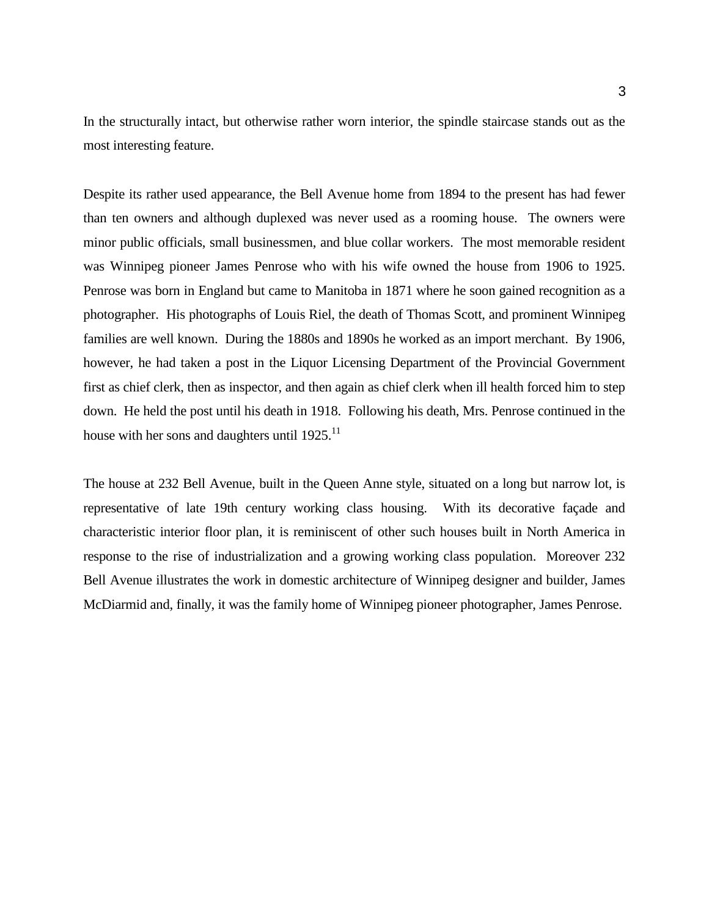In the structurally intact, but otherwise rather worn interior, the spindle staircase stands out as the most interesting feature.

Despite its rather used appearance, the Bell Avenue home from 1894 to the present has had fewer than ten owners and although duplexed was never used as a rooming house. The owners were minor public officials, small businessmen, and blue collar workers. The most memorable resident was Winnipeg pioneer James Penrose who with his wife owned the house from 1906 to 1925. Penrose was born in England but came to Manitoba in 1871 where he soon gained recognition as a photographer. His photographs of Louis Riel, the death of Thomas Scott, and prominent Winnipeg families are well known. During the 1880s and 1890s he worked as an import merchant. By 1906, however, he had taken a post in the Liquor Licensing Department of the Provincial Government first as chief clerk, then as inspector, and then again as chief clerk when ill health forced him to step down. He held the post until his death in 1918. Following his death, Mrs. Penrose continued in the house with her sons and daughters until 1925.[11]

The house at 232 Bell Avenue, built in the Queen Anne style, situated on a long but narrow lot, is representative of late 19th century working class housing. With its decorative façade and characteristic interior floor plan, it is reminiscent of other such houses built in North America in response to the rise of industrialization and a growing working class population. Moreover 232 Bell Avenue illustrates the work in domestic architecture of Winnipeg designer and builder, James McDiarmid and, finally, it was the family home of Winnipeg pioneer photographer, James Penrose.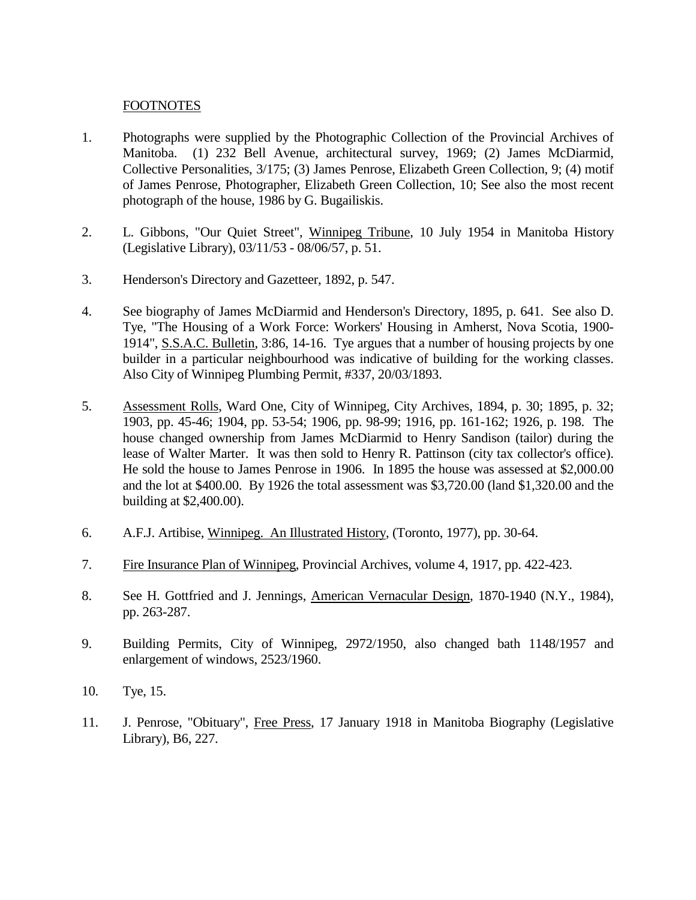FOOTNOTES

1. Photographs were supplied by the Photographic Collection of the Provincial Archives of Manitoba. (1) 232 Bell Avenue, architectural survey, 1969; (2) James McDiarmid, Collective Personalities, 3/175; (3) James Penrose, Elizabeth Green Collection, 9; (4) motif of James Penrose, Photographer, Elizabeth Green Collection, 10; See also the most recent photograph of the house, 1986 by G. Bugailiskis.

2. L. Gibbons, "Our Quiet Street", Winnipeg Tribune, 10 July 1954 in Manitoba History (Legislative Library), 03/11/53 - 08/06/57, p. 51.

3. Henderson's Directory and Gazetteer, 1892, p. 547.

4. See biography of James McDiarmid and Henderson's Directory, 1895, p. 641. See also D. Tye, "The Housing of a Work Force: Workers' Housing in Amherst, Nova Scotia, 1900-1914", S.S.A.C. Bulletin, 3:86, 14-16. Tye argues that a number of housing projects by one builder in a particular neighbourhood was indicative of building for the working classes. Also City of Winnipeg Plumbing Permit, #337, 20/03/1893.

5. Assessment Rolls, Ward One, City of Winnipeg, City Archives, 1894, p. 30; 1895, p. 32; 1903, pp. 45-46; 1904, pp. 53-54; 1906, pp. 98-99; 1916, pp. 161-162; 1926, p. 198. The house changed ownership from James McDiarmid to Henry Sandison (tailor) during the lease of Walter Marter. It was then sold to Henry R. Pattinson (city tax collector's office). He sold the house to James Penrose in 1906. In 1895 the house was assessed at $2,000.00 and the lot at $400.00. By 1926 the total assessment was $3,720.00 (land $1,320.00 and the building at $2,400.00).

6. A.F.J. Artibise, Winnipeg. An Illustrated History, (Toronto, 1977), pp. 30-64.

7. Fire Insurance Plan of Winnipeg, Provincial Archives, volume 4, 1917, pp. 422-423.

8. See H. Gottfried and J. Jennings, American Vernacular Design, 1870-1940 (N.Y., 1984), pp. 263-287.

9. Building Permits, City of Winnipeg, 2972/1950, also changed bath 1148/1957 and enlargement of windows, 2523/1960.

10. Tye, 15.

11. J. Penrose, "Obituary", Free Press, 17 January 1918 in Manitoba Biography (Legislative Library), B6, 227.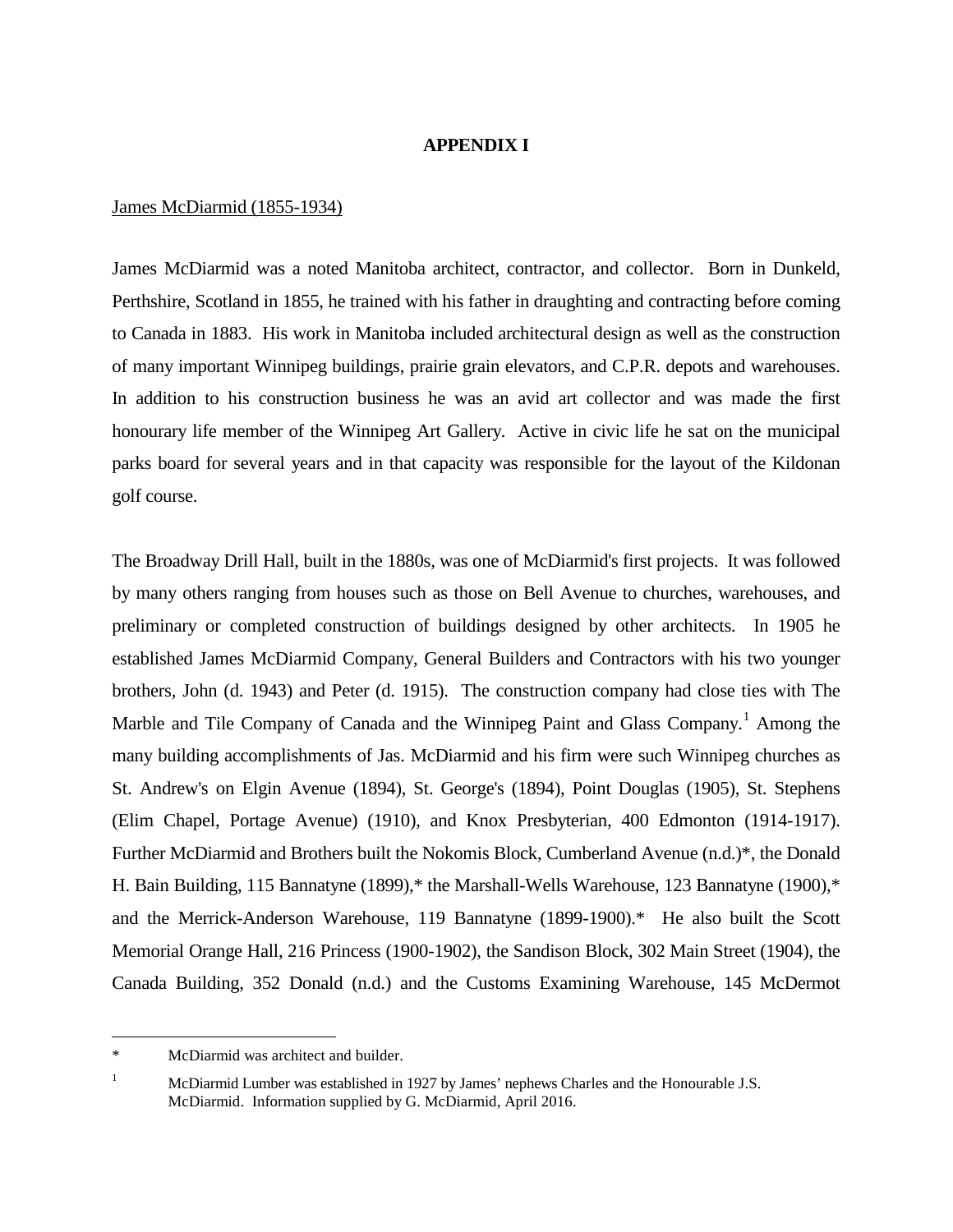# APPENDIX I

James McDiarmid (1855-1934)

James McDiarmid was a noted Manitoba architect, contractor, and collector. Born in Dunkeld, Perthshire, Scotland in 1855, he trained with his father in draughting and contracting before coming to Canada in 1883. His work in Manitoba included architectural design as well as the construction of many important Winnipeg buildings, prairie grain elevators, and C.P.R. depots and warehouses. In addition to his construction business he was an avid art collector and was made the first honourary life member of the Winnipeg Art Gallery. Active in civic life he sat on the municipal parks board for several years and in that capacity was responsible for the layout of the Kildonan golf course.

The Broadway Drill Hall, built in the 1880s, was one of McDiarmid's first projects. It was followed by many others ranging from houses such as those on Bell Avenue to churches, warehouses, and preliminary or completed construction of buildings designed by other architects. In 1905 he established James McDiarmid Company, General Builders and Contractors with his two younger brothers, John (d. 1943) and Peter (d. 1915). The construction company had close ties with The Marble and Tile Company of Canada and the Winnipeg Paint and Glass Company.[1] Among the many building accomplishments of Jas. McDiarmid and his firm were such Winnipeg churches as St. Andrew's on Elgin Avenue (1894), St. George's (1894), Point Douglas (1905), St. Stephens (Elim Chapel, Portage Avenue) (1910), and Knox Presbyterian, 400 Edmonton (1914-1917). Further McDiarmid and Brothers built the Nokomis Block, Cumberland Avenue (n.d.)*, the Donald H. Bain Building, 115 Bannatyne (1899),* the Marshall-Wells Warehouse, 123 Bannatyne (1900),* and the Merrick-Anderson Warehouse, 119 Bannatyne (1899-1900).* He also built the Scott Memorial Orange Hall, 216 Princess (1900-1902), the Sandison Block, 302 Main Street (1904), the Canada Building, 352 Donald (n.d.) and the Customs Examining Warehouse, 145 McDermot

---

\* McDiarmid was architect and builder.

[1] McDiarmid Lumber was established in 1927 by James' nephews Charles and the Honourable J.S. McDiarmid. Information supplied by G. McDiarmid, April 2016.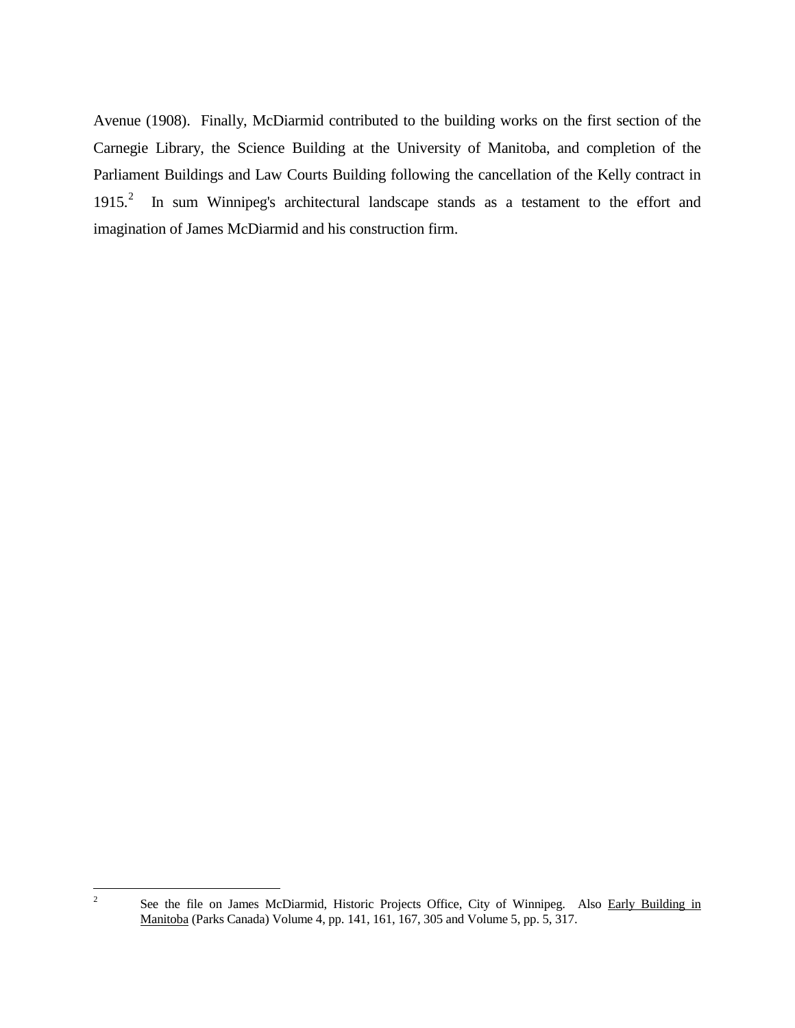Avenue (1908). Finally, McDiarmid contributed to the building works on the first section of the Carnegie Library, the Science Building at the University of Manitoba, and completion of the Parliament Buildings and Law Courts Building following the cancellation of the Kelly contract in 1915.[2] In sum Winnipeg's architectural landscape stands as a testament to the effort and imagination of James McDiarmid and his construction firm.

---

[2] See the file on James McDiarmid, Historic Projects Office, City of Winnipeg. Also Early Building in Manitoba (Parks Canada) Volume 4, pp. 141, 161, 167, 305 and Volume 5, pp. 5, 317.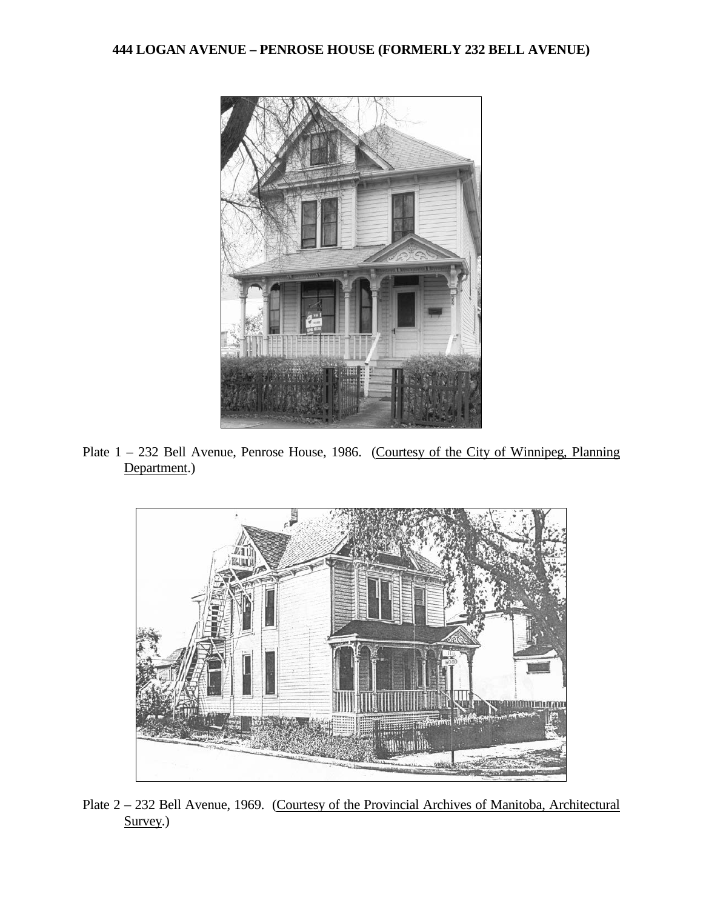**444 LOGAN AVENUE – PENROSE HOUSE (FORMERLY 232 BELL AVENUE)**

Plate 1 – 232 Bell Avenue, Penrose House, 1986. (Courtesy of the City of Winnipeg, Planning Department.)

Plate 2 – 232 Bell Avenue, 1969. (Courtesy of the Provincial Archives of Manitoba, Architectural Survey.)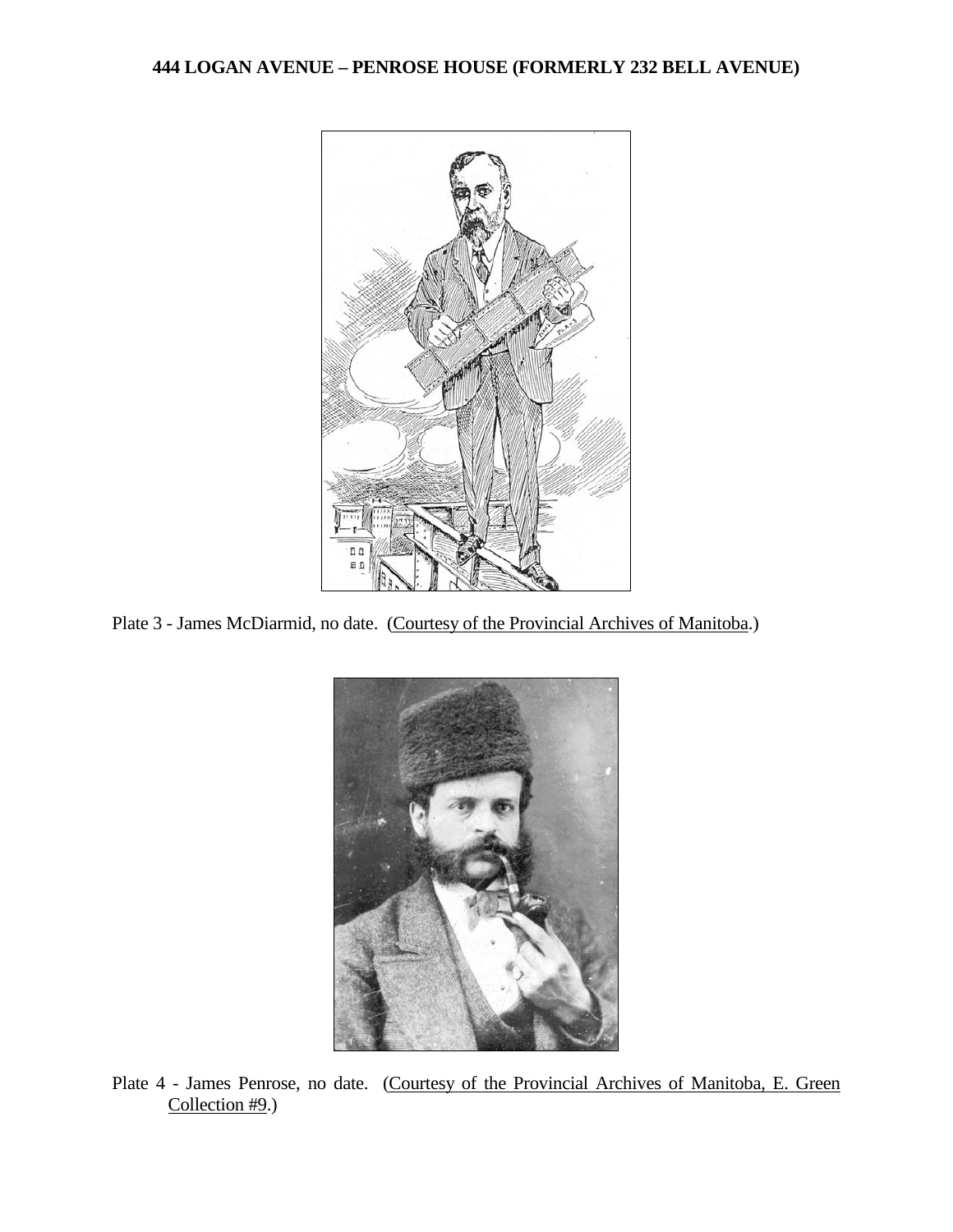Plate 3 - James McDiarmid, no date. (Courtesy of the Provincial Archives of Manitoba.)

Plate 4 - James Penrose, no date. (Courtesy of the Provincial Archives of Manitoba, E. Green Collection #9.)